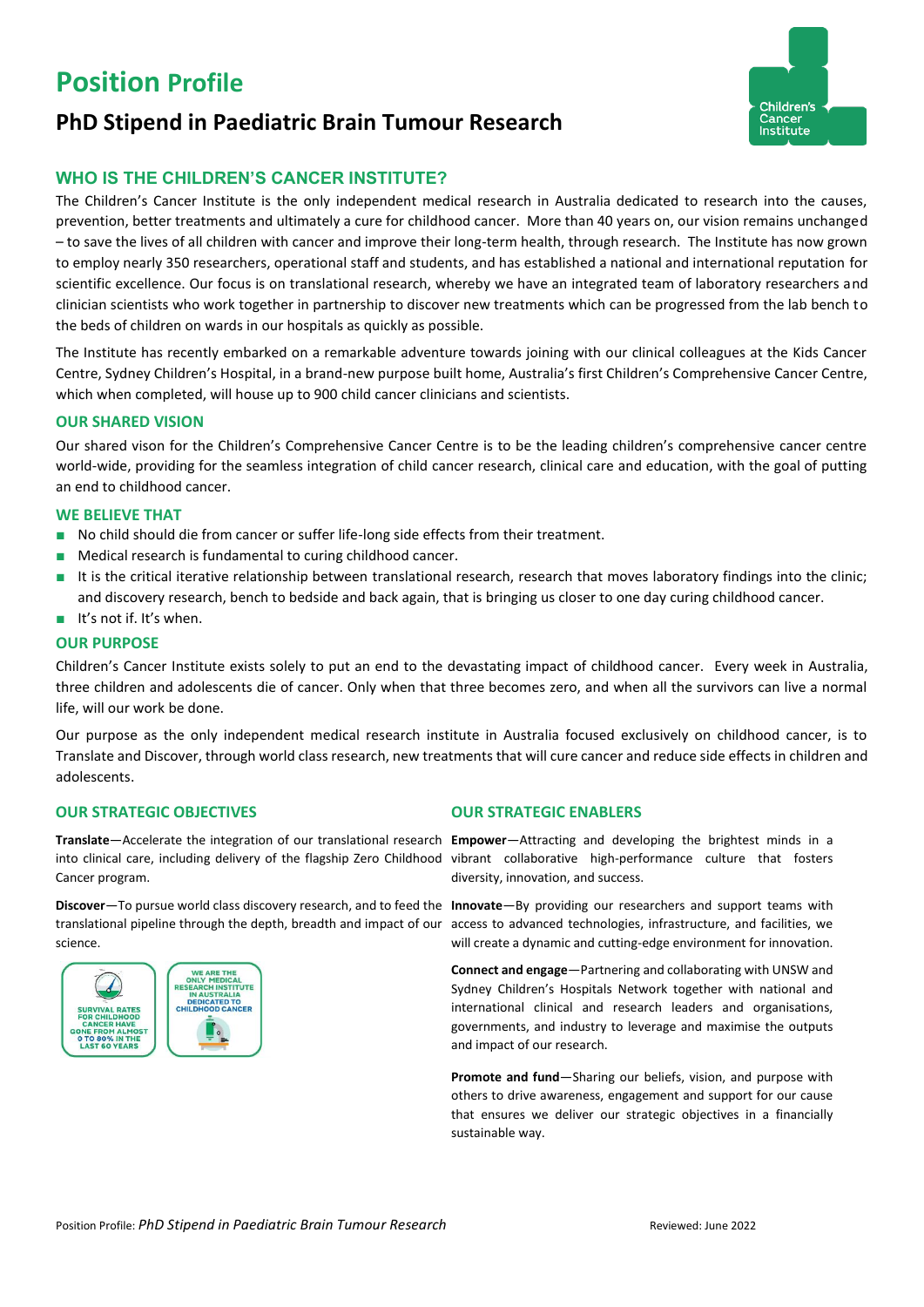# Position Profile

## PhD Stipend in Paediatric Brain Tumour Research

### WHO IS THE CHILDREN'S CANCER INSTITUTE?

The Children's Cancer Institute is the only independent medical research in Australia dedicated to research into the causes, prevention, better treatments and ultimately a cure for childhood cancer. More than 40 years on, our vision remains unchanged – to save the lives of all children with cancer and improve their long-term health, through research. The Institute has now grown to employ nearly 350 researchers, operational staff and students, and has established a national and international reputation for scientific excellence. Our focus is on translational research, whereby we have an integrated team of laboratory researchers and clinician scientists who work together in partnership to discover new treatments which can be progressed from the lab bench to the beds of children on wards in our hospitals as quickly as possible.

The Institute has recently embarked on a remarkable adventure towards joining with our clinical colleagues at the Kids Cancer Centre, Sydney Children's Hospital, in a brand-new purpose built home, Australia's first Children's Comprehensive Cancer Centre, which when completed, will house up to 900 child cancer clinicians and scientists.

### OUR SHARED VISION

Our shared vision for the Children's Comprehensive Cancer Centre is to be the leading children's comprehensive cancer centre world-wide, providing for the seamless integration of child cancer research, clinical care and education, with the goal of putting an end to childhood cancer.

### WE BELIEVE THAT

- No child should die from cancer or suffer life-long side effects from their treatment.
- Medical research is fundamental to curing childhood cancer.
- It is the critical iterative relationship between translational research, research that moves laboratory findings into the clinic; and discovery research, bench to bedside and back again, that is bringing us closer to one day curing childhood cancer.
- It's not if. It's when.

### OUR PURPOSE

Children's Cancer Institute exists solely to put an end to the devastating impact of childhood cancer. Every week in Australia, three children and adolescents die of cancer. Only when that three becomes zero, and when all the survivors can live a normal life, will our work be done.

Our purpose as the only independent medical research institute in Australia focused exclusively on childhood cancer, is to Translate and Discover, through world class research, new treatments that will cure cancer and reduce side effects in children and adolescents.

### OUR STRATEGIC OBJECTIVES

**Translate**—Accelerate the integration of our translational research into clinical care, including delivery of the flagship Zero Childhood Cancer program.

**Discover**—To pursue world class discovery research, and to feed the translational pipeline through the depth, breadth and impact of our science.

SURVIVAL RATES FOR CHILDHOOD CANCER HAVE GONE FROM ALMOST 0 TO 80% IN THE LAST 60 YEARS

WE ARE THE ONLY MEDICAL RESEARCH INSTITUTE IN AUSTRALIA DEDICATED TO CHILDHOOD CANCER

### OUR STRATEGIC ENABLERS

**Empower**—Attracting and developing the brightest minds in a vibrant collaborative high-performance culture that fosters diversity, innovation, and success.

**Innovate**—By providing our researchers and support teams with access to advanced technologies, infrastructure, and facilities, we will create a dynamic and cutting-edge environment for innovation.

**Connect and engage**—Partnering and collaborating with UNSW and Sydney Children's Hospitals Network together with national and international clinical and research leaders and organisations, governments, and industry to leverage and maximise the outputs and impact of our research.

**Promote and fund**—Sharing our beliefs, vision, and purpose with others to drive awareness, engagement and support for our cause that ensures we deliver our strategic objectives in a financially sustainable way.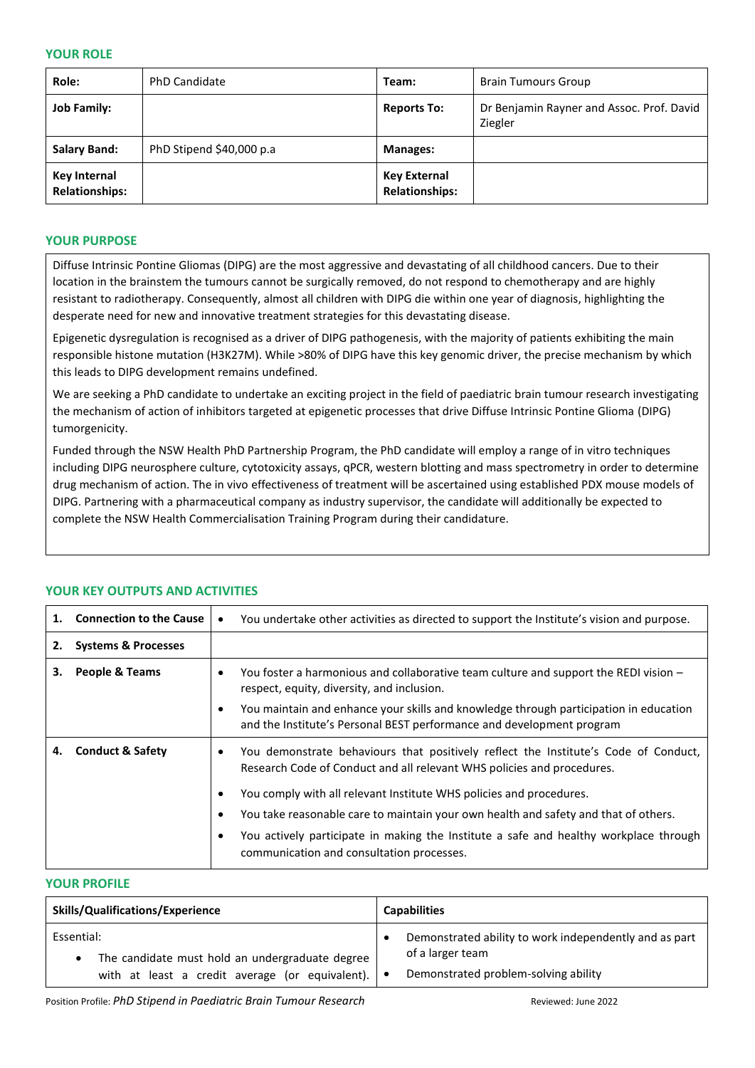## YOUR ROLE

| Role: | PhD Candidate | Team: | Brain Tumours Group |
|---|---|---|---|
| **Job Family:** | | **Reports To:** | Dr Benjamin Rayner and Assoc. Prof. David Ziegler |
| **Salary Band:** | PhD Stipend $40,000 p.a | **Manages:** | |
| **Key Internal Relationships:** | | **Key External Relationships:** | |

## YOUR PURPOSE

Diffuse Intrinsic Pontine Gliomas (DIPG) are the most aggressive and devastating of all childhood cancers. Due to their location in the brainstem the tumours cannot be surgically removed, do not respond to chemotherapy and are highly resistant to radiotherapy. Consequently, almost all children with DIPG die within one year of diagnosis, highlighting the desperate need for new and innovative treatment strategies for this devastating disease.

Epigenetic dysregulation is recognised as a driver of DIPG pathogenesis, with the majority of patients exhibiting the main responsible histone mutation (H3K27M). While >80% of DIPG have this key genomic driver, the precise mechanism by which this leads to DIPG development remains undefined.

We are seeking a PhD candidate to undertake an exciting project in the field of paediatric brain tumour research investigating the mechanism of action of inhibitors targeted at epigenetic processes that drive Diffuse Intrinsic Pontine Glioma (DIPG) tumorgenicity.

Funded through the NSW Health PhD Partnership Program, the PhD candidate will employ a range of in vitro techniques including DIPG neurosphere culture, cytotoxicity assays, qPCR, western blotting and mass spectrometry in order to determine drug mechanism of action. The in vivo effectiveness of treatment will be ascertained using established PDX mouse models of DIPG. Partnering with a pharmaceutical company as industry supervisor, the candidate will additionally be expected to complete the NSW Health Commercialisation Training Program during their candidature.

## YOUR KEY OUTPUTS AND ACTIVITIES

| | |
|---|---|
| **1. Connection to the Cause** | • You undertake other activities as directed to support the Institute's vision and purpose. |
| **2. Systems & Processes** | |
| **3. People & Teams** | • You foster a harmonious and collaborative team culture and support the REDI vision – respect, equity, diversity, and inclusion.<br>• You maintain and enhance your skills and knowledge through participation in education and the Institute's Personal BEST performance and development program |
| **4. Conduct & Safety** | • You demonstrate behaviours that positively reflect the Institute's Code of Conduct, Research Code of Conduct and all relevant WHS policies and procedures.<br>• You comply with all relevant Institute WHS policies and procedures.<br>• You take reasonable care to maintain your own health and safety and that of others.<br>• You actively participate in making the Institute a safe and healthy workplace through communication and consultation processes. |

## YOUR PROFILE

| Skills/Qualifications/Experience | Capabilities |
|---|---|
| Essential:<br>• The candidate must hold an undergraduate degree with at least a credit average (or equivalent). | • Demonstrated ability to work independently and as part of a larger team<br>• Demonstrated problem-solving ability |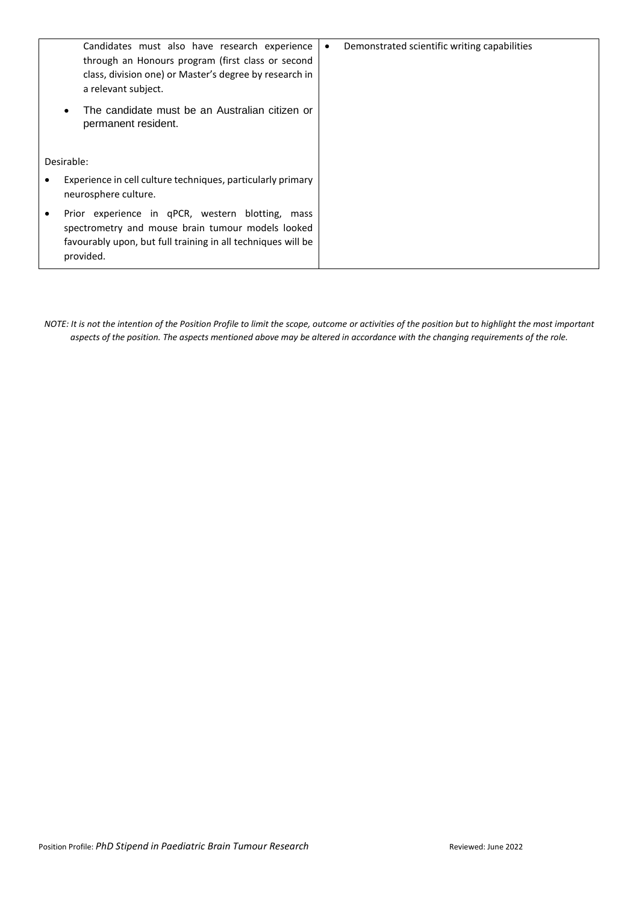| | |
|---|---|
| Candidates must also have research experience through an Honours program (first class or second class, division one) or Master's degree by research in a relevant subject.<br>• The candidate must be an Australian citizen or permanent resident.<br><br>Desirable:<br>• Experience in cell culture techniques, particularly primary neurosphere culture.<br>• Prior experience in qPCR, western blotting, mass spectrometry and mouse brain tumour models looked favourably upon, but full training in all techniques will be provided. | • Demonstrated scientific writing capabilities |

*NOTE: It is not the intention of the Position Profile to limit the scope, outcome or activities of the position but to highlight the most important aspects of the position. The aspects mentioned above may be altered in accordance with the changing requirements of the role.*